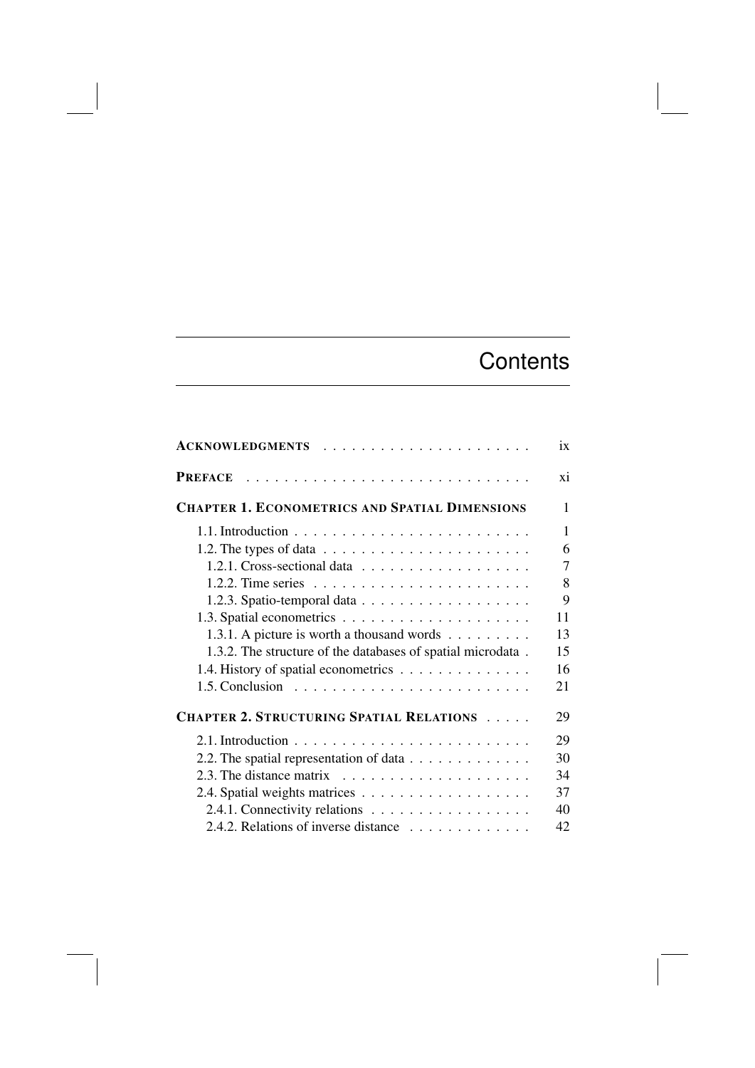# Contents

| | |
|---|---|
| **ACKNOWLEDGMENTS** | ix |
| **PREFACE** | xi |
| **CHAPTER 1. ECONOMETRICS AND SPATIAL DIMENSIONS** | 1 |
| 1.1. Introduction | 1 |
| 1.2. The types of data | 6 |
| 1.2.1. Cross-sectional data | 7 |
| 1.2.2. Time series | 8 |
| 1.2.3. Spatio-temporal data | 9 |
| 1.3. Spatial econometrics | 11 |
| 1.3.1. A picture is worth a thousand words | 13 |
| 1.3.2. The structure of the databases of spatial microdata | 15 |
| 1.4. History of spatial econometrics | 16 |
| 1.5. Conclusion | 21 |
| **CHAPTER 2. STRUCTURING SPATIAL RELATIONS** | 29 |
| 2.1. Introduction | 29 |
| 2.2. The spatial representation of data | 30 |
| 2.3. The distance matrix | 34 |
| 2.4. Spatial weights matrices | 37 |
| 2.4.1. Connectivity relations | 40 |
| 2.4.2. Relations of inverse distance | 42 |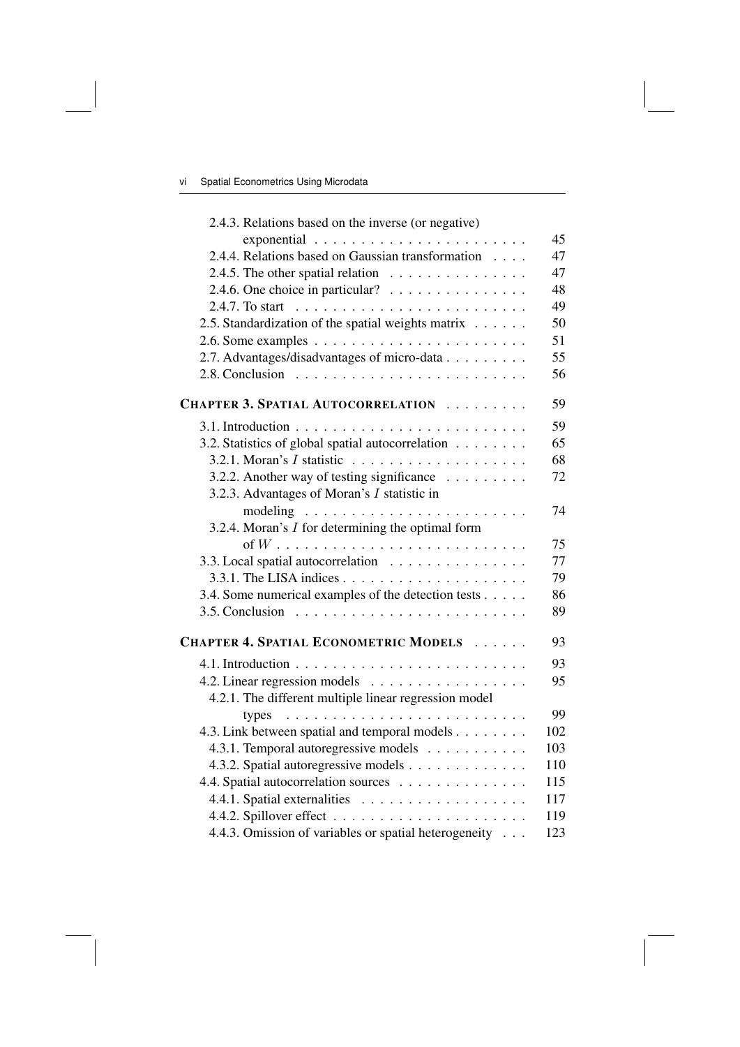2.4.3. Relations based on the inverse (or negative) exponential . . . . . . . . . . . . . . . . . . . . . . . 45
2.4.4. Relations based on Gaussian transformation . . . . 47
2.4.5. The other spatial relation . . . . . . . . . . . . . . . 47
2.4.6. One choice in particular? . . . . . . . . . . . . . . . 48
2.4.7. To start . . . . . . . . . . . . . . . . . . . . . . . . . 49
2.5. Standardization of the spatial weights matrix . . . . . . 50
2.6. Some examples . . . . . . . . . . . . . . . . . . . . . . 51
2.7. Advantages/disadvantages of micro-data . . . . . . . . . 55
2.8. Conclusion . . . . . . . . . . . . . . . . . . . . . . . . 56

**CHAPTER 3. SPATIAL AUTOCORRELATION** . . . . . . . . . 59

3.1. Introduction . . . . . . . . . . . . . . . . . . . . . . . . 59
3.2. Statistics of global spatial autocorrelation . . . . . . . . 65
3.2.1. Moran's $I$ statistic . . . . . . . . . . . . . . . . . . 68
3.2.2. Another way of testing significance . . . . . . . . . 72
3.2.3. Advantages of Moran's $I$ statistic in modeling . . . . . . . . . . . . . . . . . . . . . . . 74
3.2.4. Moran's $I$ for determining the optimal form of $W$ . . . . . . . . . . . . . . . . . . . . . . . . . 75
3.3. Local spatial autocorrelation . . . . . . . . . . . . . . . 77
3.3.1. The LISA indices . . . . . . . . . . . . . . . . . . . 79
3.4. Some numerical examples of the detection tests . . . . . 86
3.5. Conclusion . . . . . . . . . . . . . . . . . . . . . . . . 89

**CHAPTER 4. SPATIAL ECONOMETRIC MODELS** . . . . . . 93

4.1. Introduction . . . . . . . . . . . . . . . . . . . . . . . . 93
4.2. Linear regression models . . . . . . . . . . . . . . . . . 95
4.2.1. The different multiple linear regression model types . . . . . . . . . . . . . . . . . . . . . . . . . 99
4.3. Link between spatial and temporal models . . . . . . . . 102
4.3.1. Temporal autoregressive models . . . . . . . . . . . 103
4.3.2. Spatial autoregressive models . . . . . . . . . . . . . 110
4.4. Spatial autocorrelation sources . . . . . . . . . . . . . . 115
4.4.1. Spatial externalities . . . . . . . . . . . . . . . . . . 117
4.4.2. Spillover effect . . . . . . . . . . . . . . . . . . . . . 119
4.4.3. Omission of variables or spatial heterogeneity . . . 123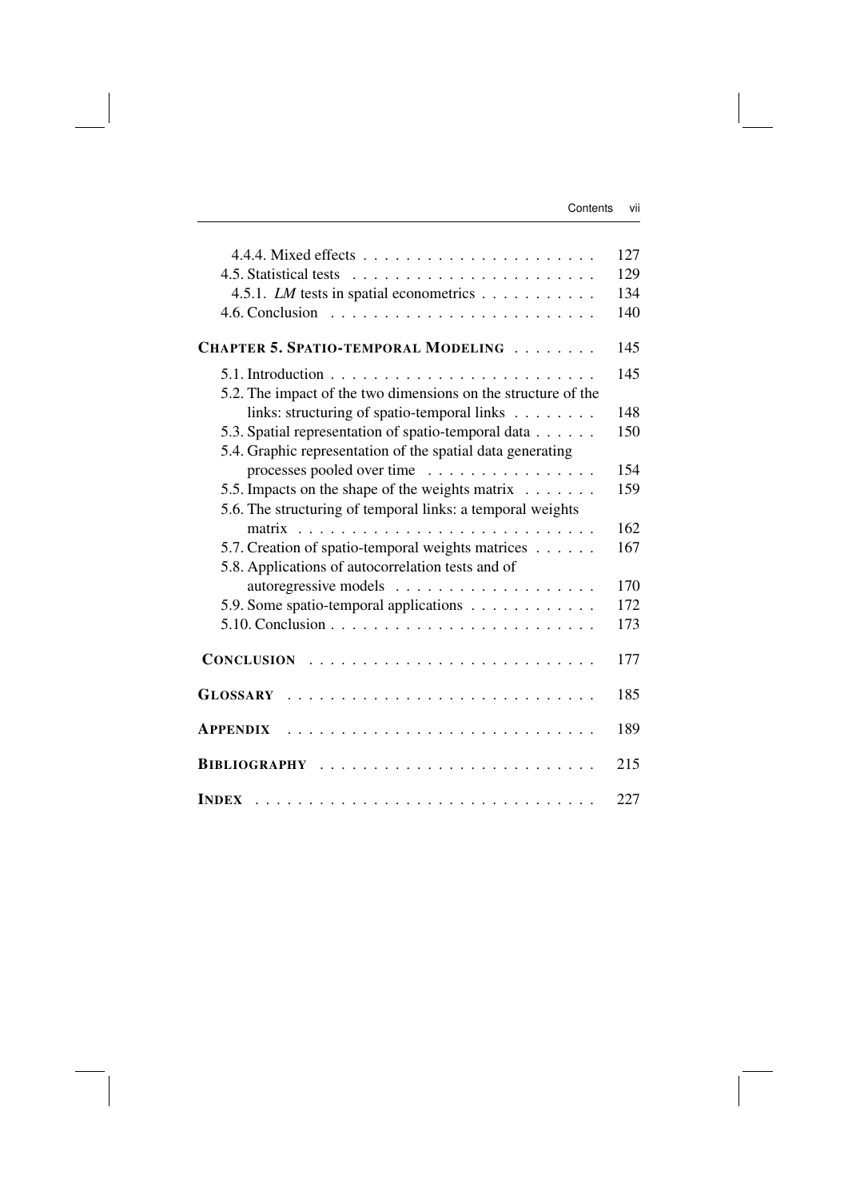4.4.4. Mixed effects . . . . . . . . . . . . . . . . . . . . . . 127
4.5. Statistical tests . . . . . . . . . . . . . . . . . . . . . . . 129
4.5.1. *LM* tests in spatial econometrics . . . . . . . . . . . 134
4.6. Conclusion . . . . . . . . . . . . . . . . . . . . . . . . . 140

**CHAPTER 5. SPATIO-TEMPORAL MODELING** . . . . . . . . 145

5.1. Introduction . . . . . . . . . . . . . . . . . . . . . . . . . 145
5.2. The impact of the two dimensions on the structure of the links: structuring of spatio-temporal links . . . . . . . . 148
5.3. Spatial representation of spatio-temporal data . . . . . . 150
5.4. Graphic representation of the spatial data generating processes pooled over time . . . . . . . . . . . . . . . . 154
5.5. Impacts on the shape of the weights matrix . . . . . . . 159
5.6. The structuring of temporal links: a temporal weights matrix . . . . . . . . . . . . . . . . . . . . . . . . . . . . 162
5.7. Creation of spatio-temporal weights matrices . . . . . . 167
5.8. Applications of autocorrelation tests and of autoregressive models . . . . . . . . . . . . . . . . . . . 170
5.9. Some spatio-temporal applications . . . . . . . . . . . . 172
5.10. Conclusion . . . . . . . . . . . . . . . . . . . . . . . . . 173

**CONCLUSION** . . . . . . . . . . . . . . . . . . . . . . . . . . 177

**GLOSSARY** . . . . . . . . . . . . . . . . . . . . . . . . . . . . 185

**APPENDIX** . . . . . . . . . . . . . . . . . . . . . . . . . . . . 189

**BIBLIOGRAPHY** . . . . . . . . . . . . . . . . . . . . . . . . . 215

**INDEX** . . . . . . . . . . . . . . . . . . . . . . . . . . . . . . . 227